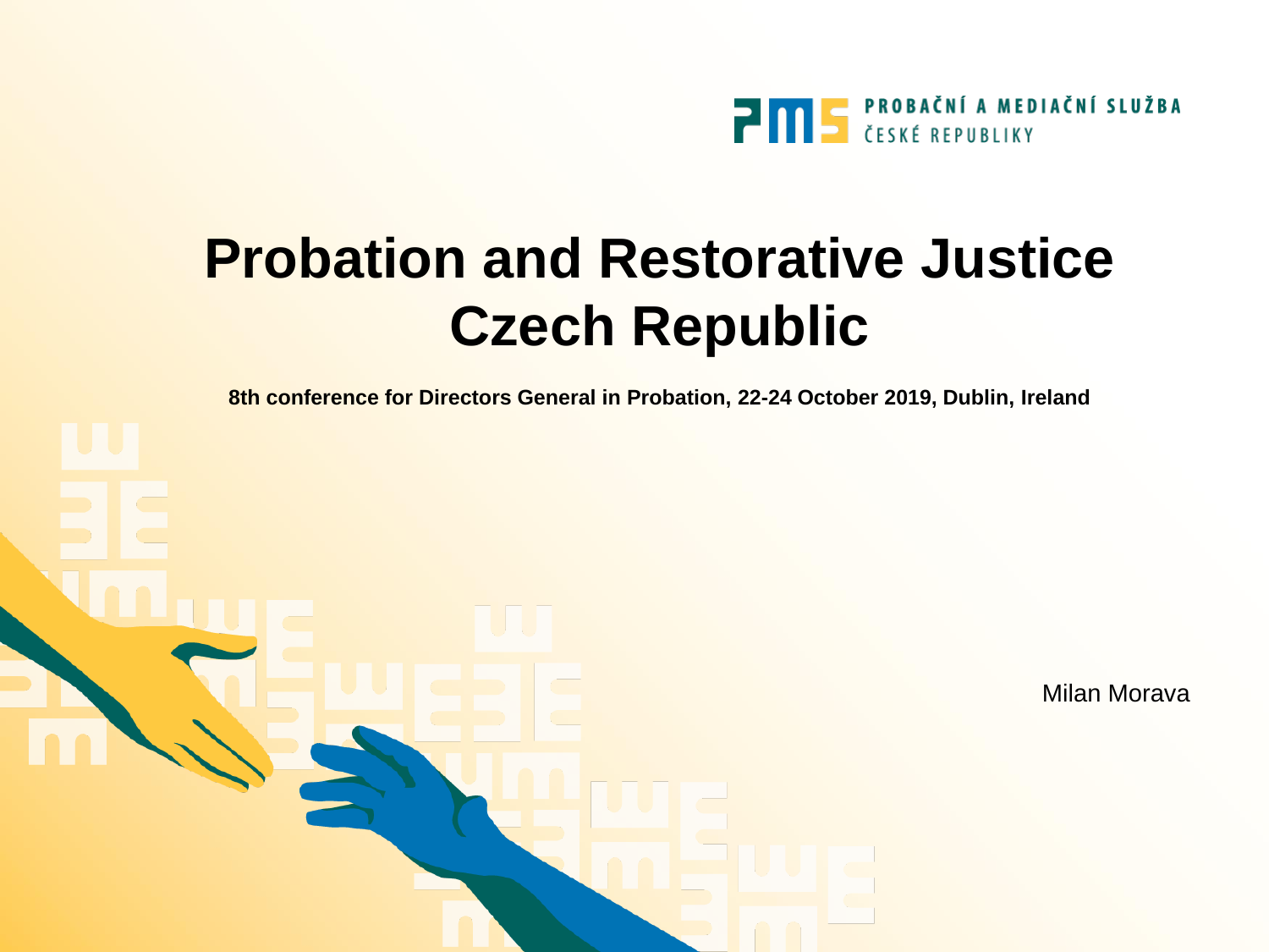PROBAČNÍ A MEDIAČNÍ SLUŽBA
ČESKÉ REPUBLIKY

# Probation and Restorative Justice Czech Republic

**8th conference for Directors General in Probation, 22-24 October 2019, Dublin, Ireland**

Milan Morava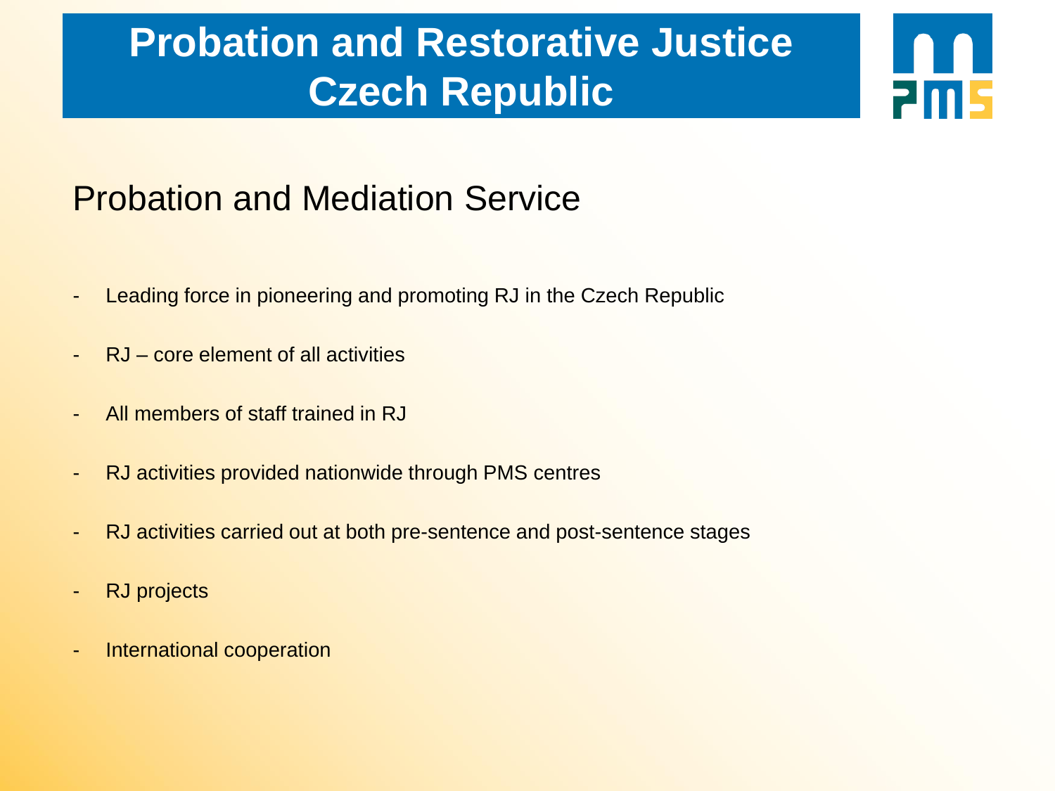# Probation and Restorative Justice Czech Republic

## Probation and Mediation Service

- Leading force in pioneering and promoting RJ in the Czech Republic
- RJ – core element of all activities
- All members of staff trained in RJ
- RJ activities provided nationwide through PMS centres
- RJ activities carried out at both pre-sentence and post-sentence stages
- RJ projects
- International cooperation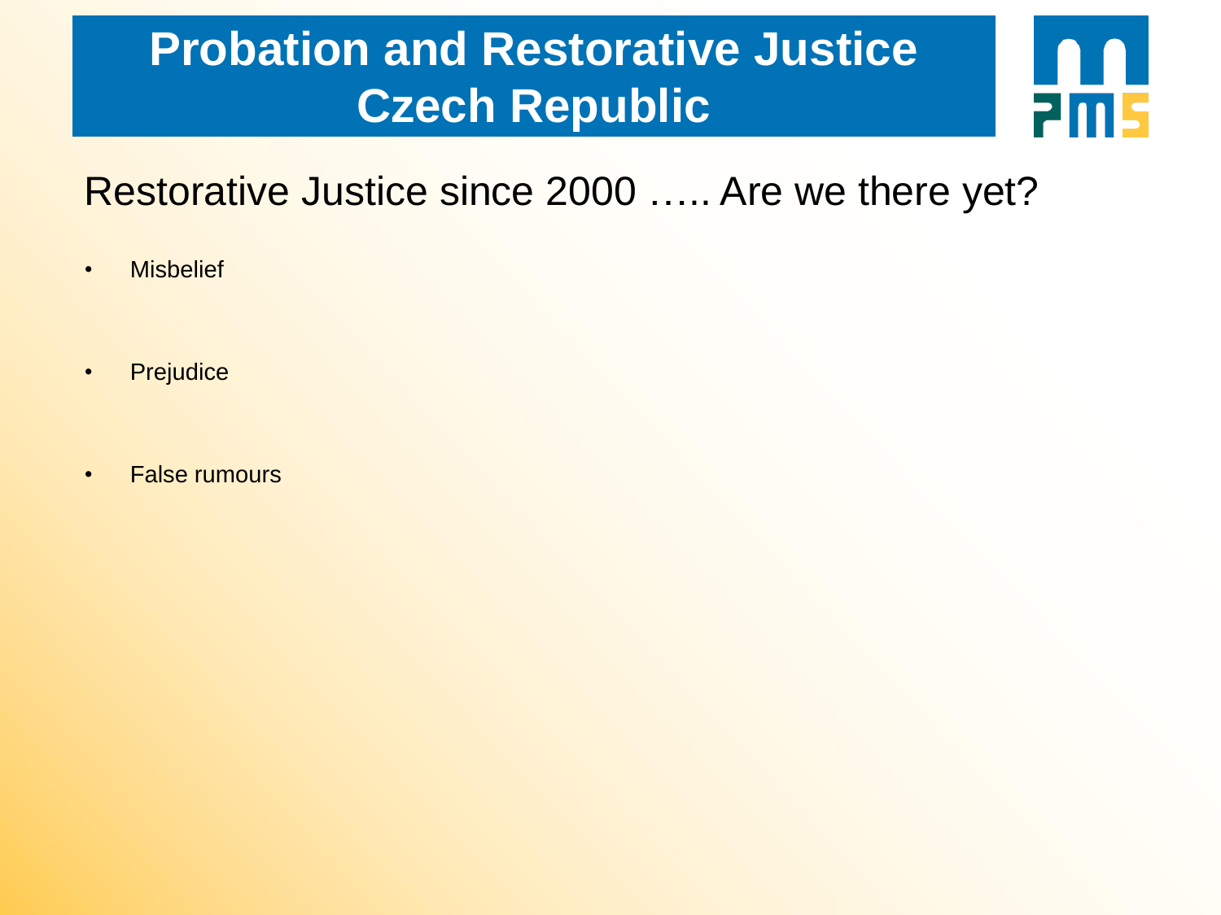# Probation and Restorative Justice Czech Republic

## Restorative Justice since 2000 ….. Are we there yet?

- Misbelief
- Prejudice
- False rumours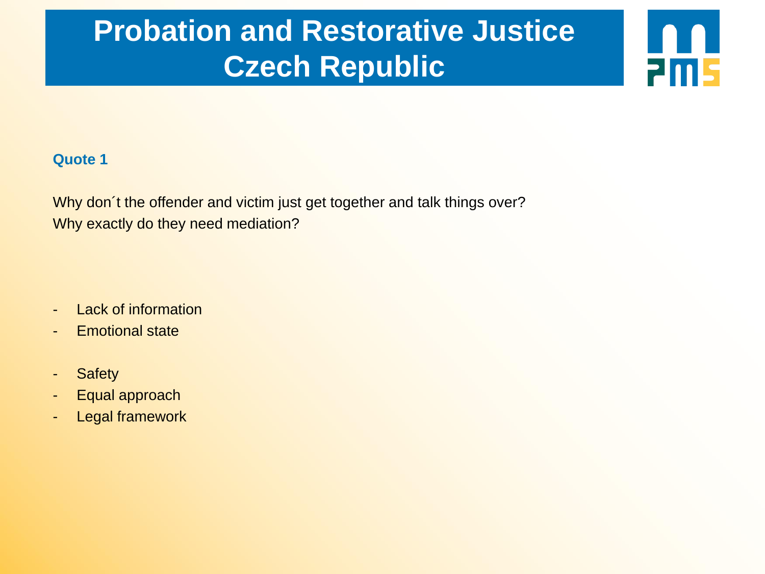# Probation and Restorative Justice Czech Republic

**Quote 1**

Why don´t the offender and victim just get together and talk things over?
Why exactly do they need mediation?

- Lack of information
- Emotional state

- Safety
- Equal approach
- Legal framework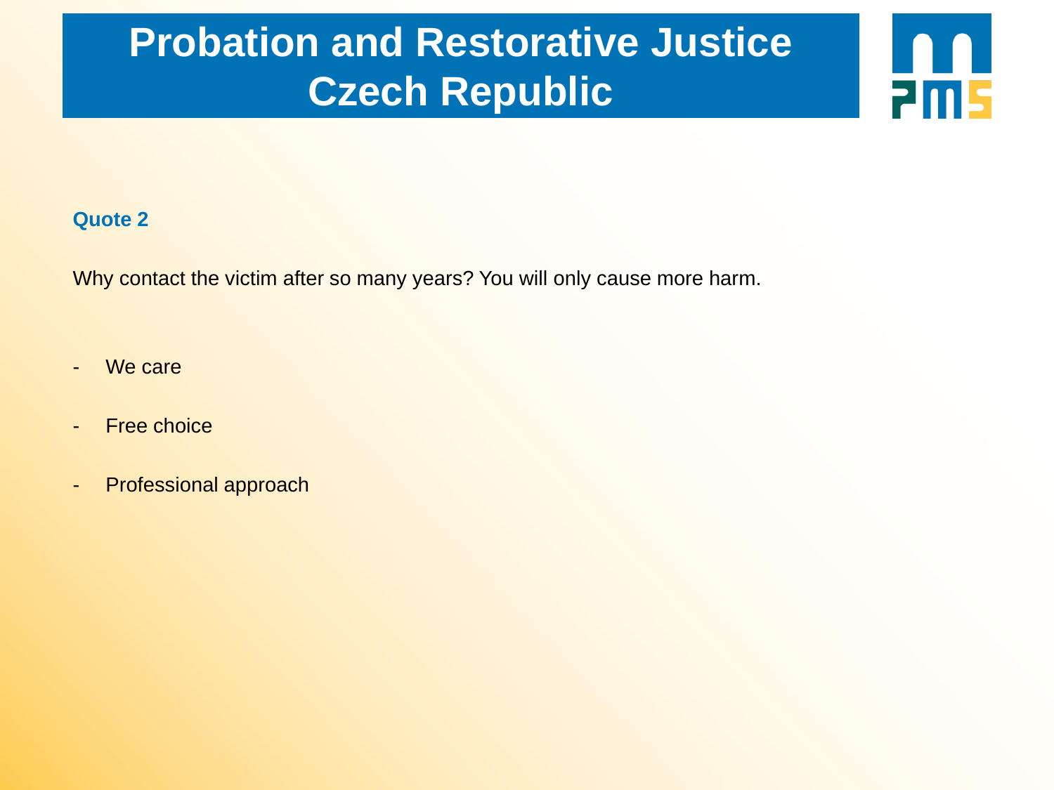# Probation and Restorative Justice Czech Republic

**Quote 2**

Why contact the victim after so many years? You will only cause more harm.

- We care
- Free choice
- Professional approach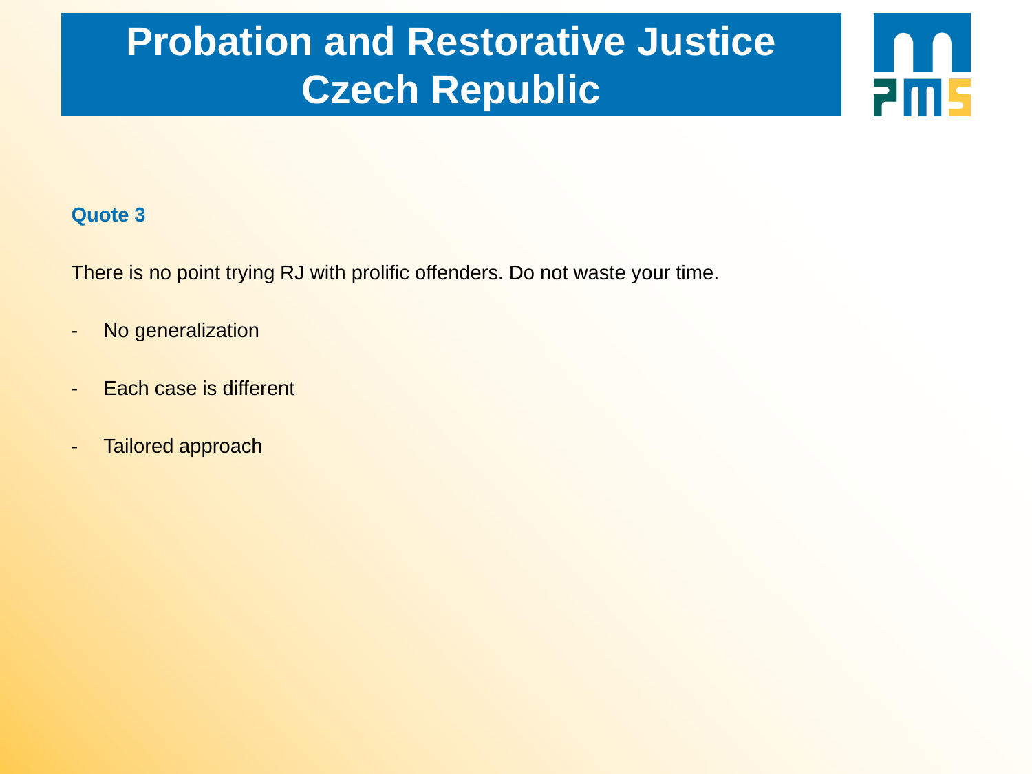# Probation and Restorative Justice Czech Republic

### Quote 3

There is no point trying RJ with prolific offenders. Do not waste your time.

- No generalization
- Each case is different
- Tailored approach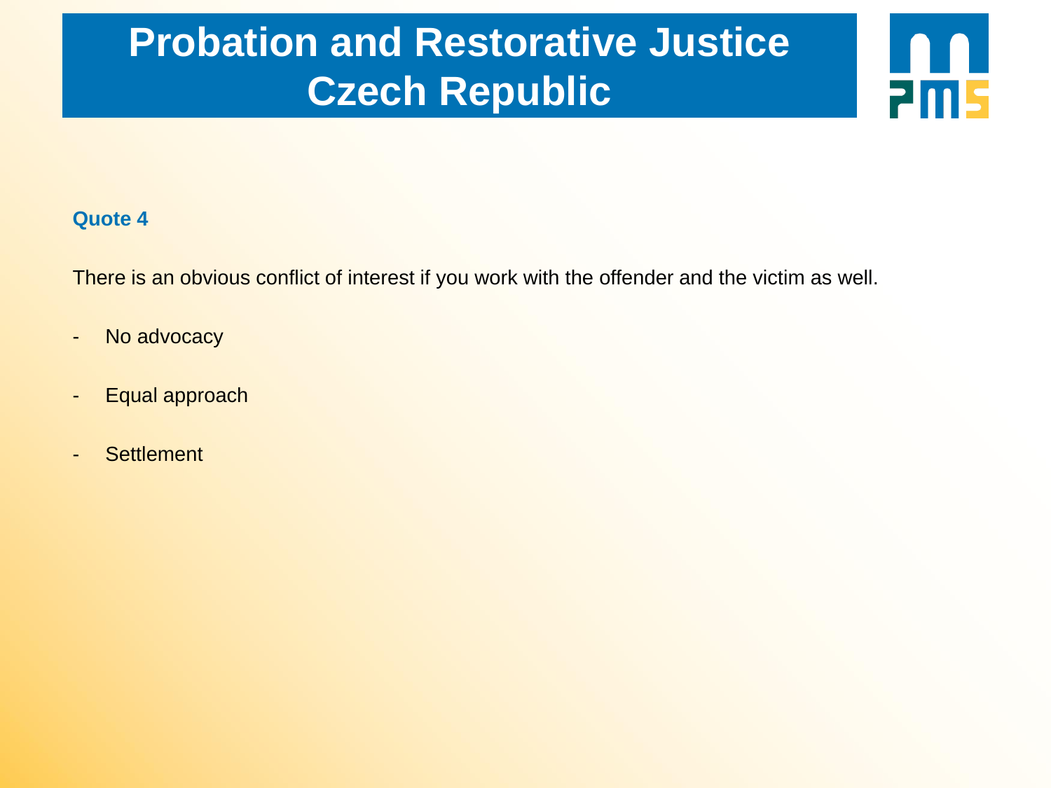# Probation and Restorative Justice Czech Republic

### Quote 4

There is an obvious conflict of interest if you work with the offender and the victim as well.

- No advocacy
- Equal approach
- Settlement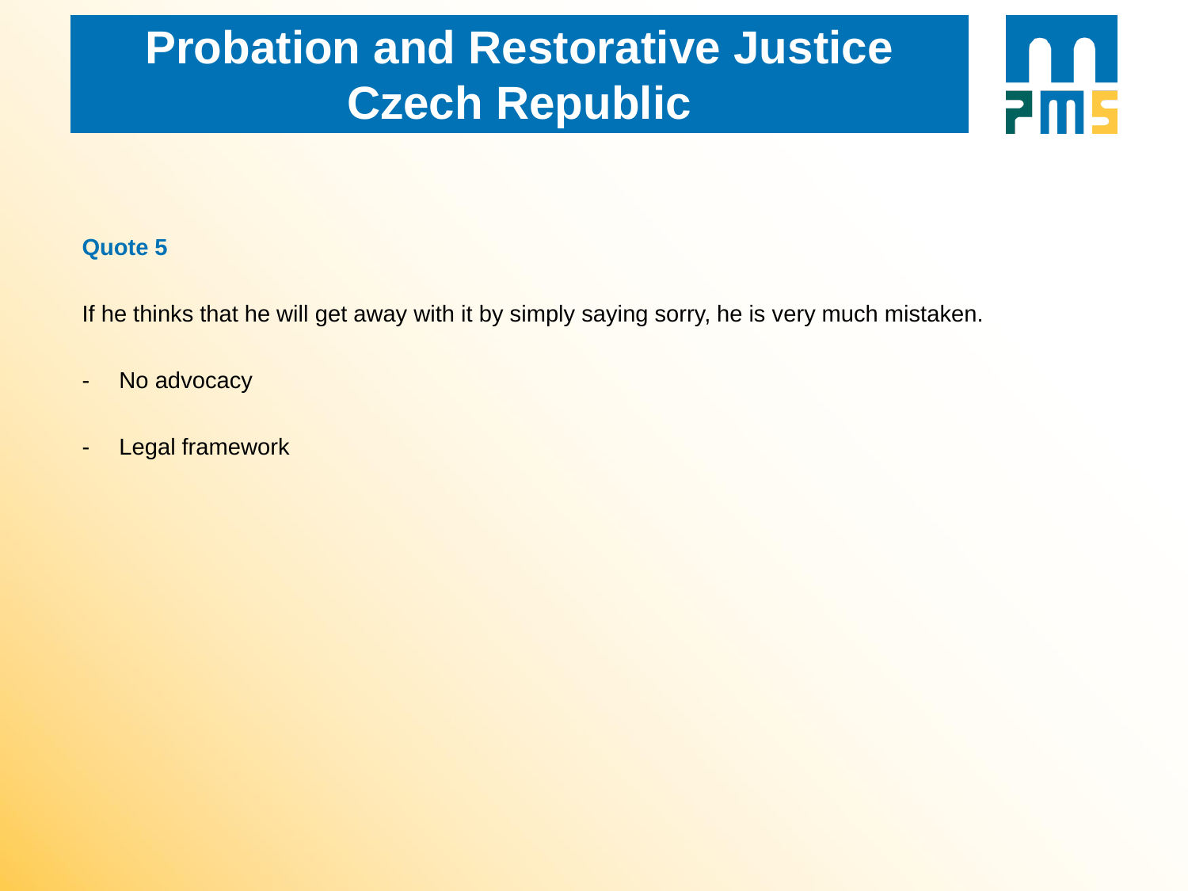# Probation and Restorative Justice Czech Republic

### Quote 5

If he thinks that he will get away with it by simply saying sorry, he is very much mistaken.

- No advocacy
- Legal framework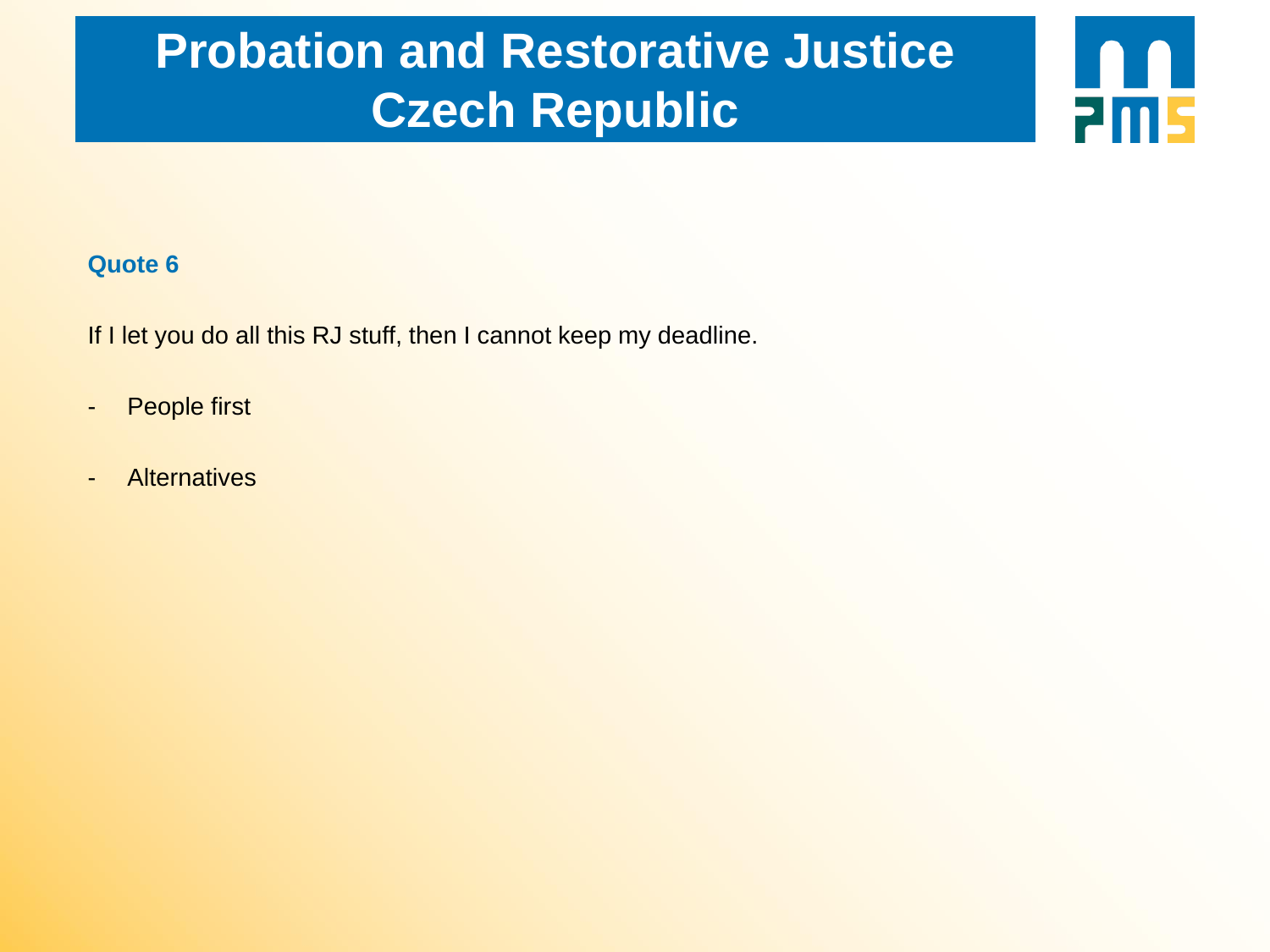# Probation and Restorative Justice Czech Republic

### Quote 6

If I let you do all this RJ stuff, then I cannot keep my deadline.

- People first
- Alternatives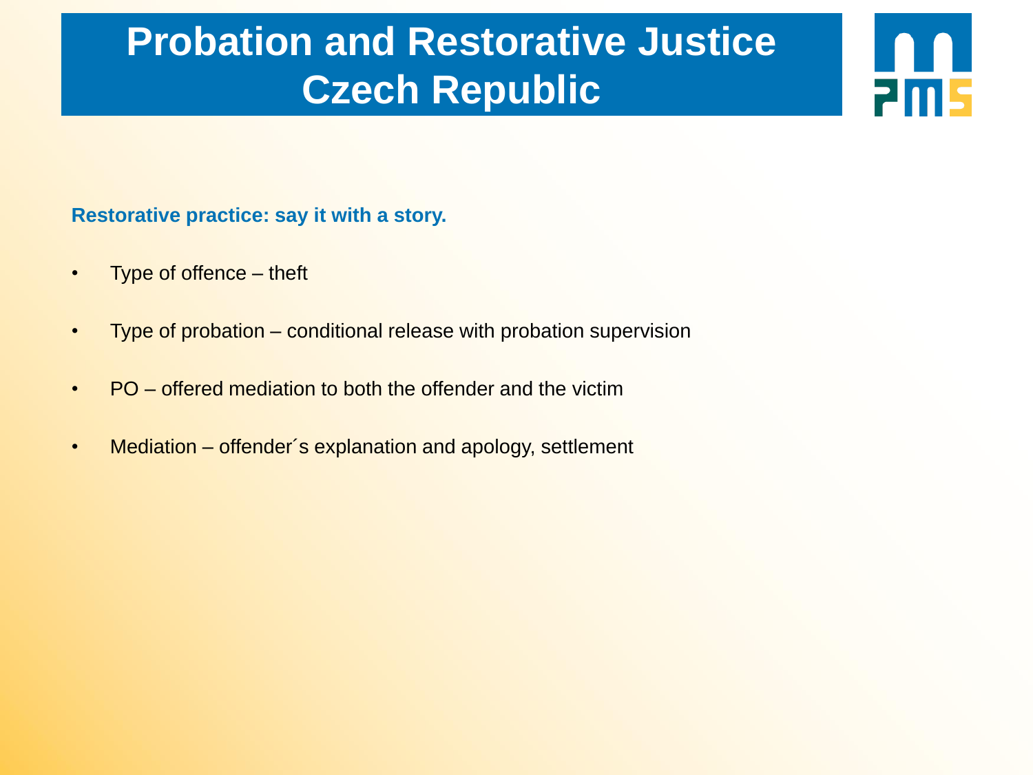# Probation and Restorative Justice Czech Republic

**Restorative practice: say it with a story.**

- Type of offence – theft
- Type of probation – conditional release with probation supervision
- PO – offered mediation to both the offender and the victim
- Mediation – offender´s explanation and apology, settlement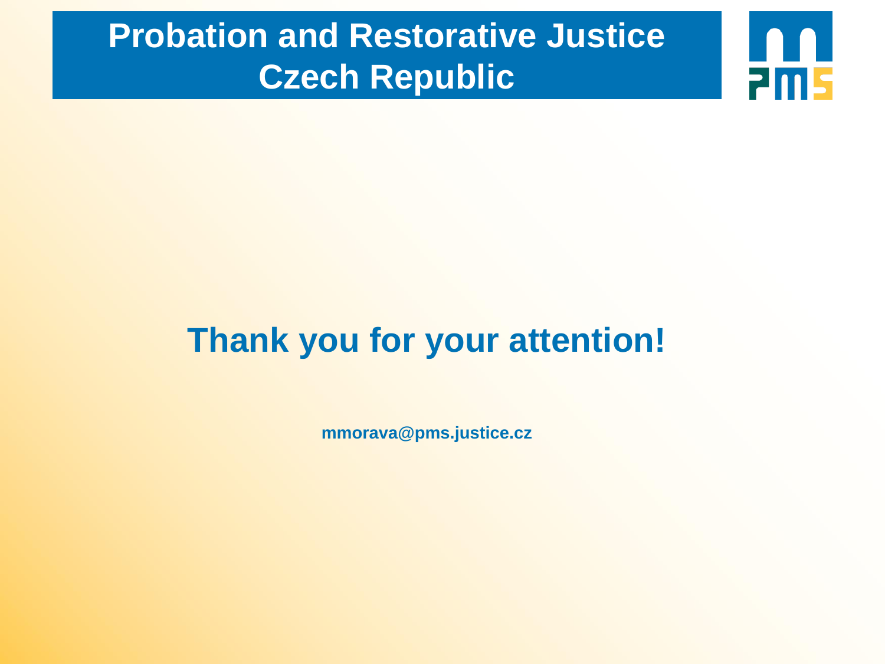# Probation and Restorative Justice Czech Republic

## Thank you for your attention!

**mmorava@pms.justice.cz**